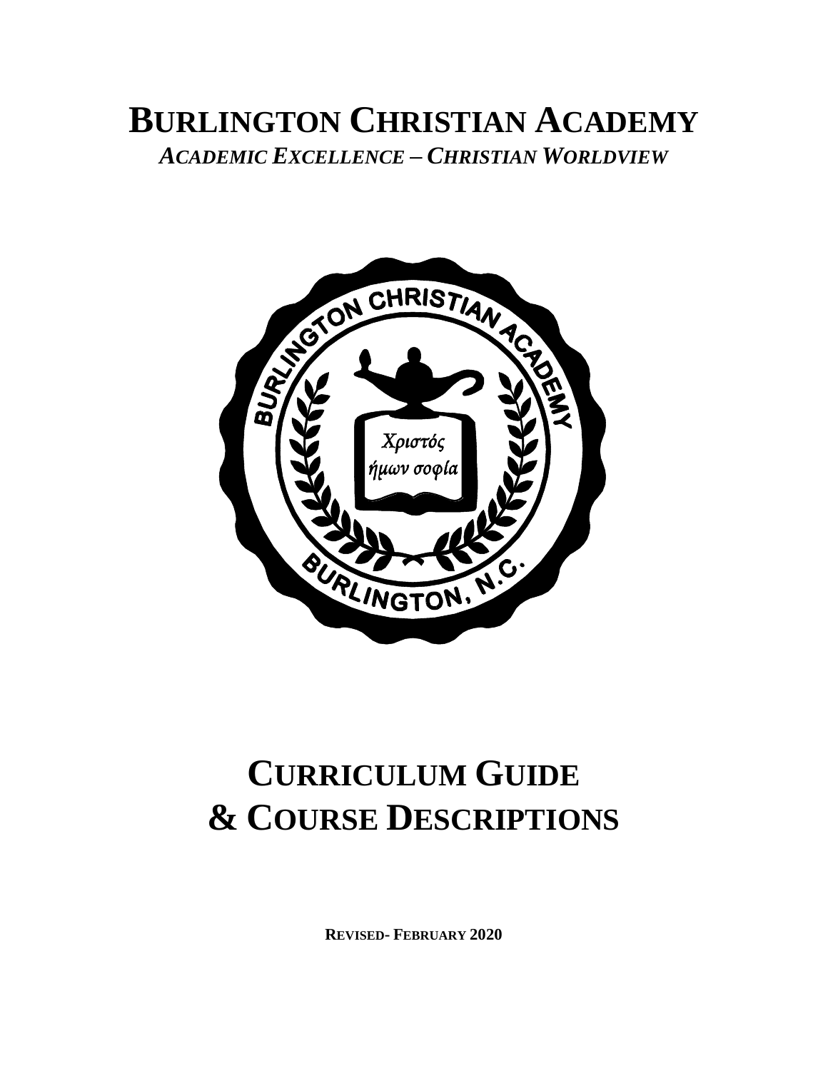# BURLINGTON CHRISTIAN ACADEMY

***ACADEMIC EXCELLENCE – CHRISTIAN WORLDVIEW***

# CURRICULUM GUIDE & COURSE DESCRIPTIONS

**REVISED- FEBRUARY 2020**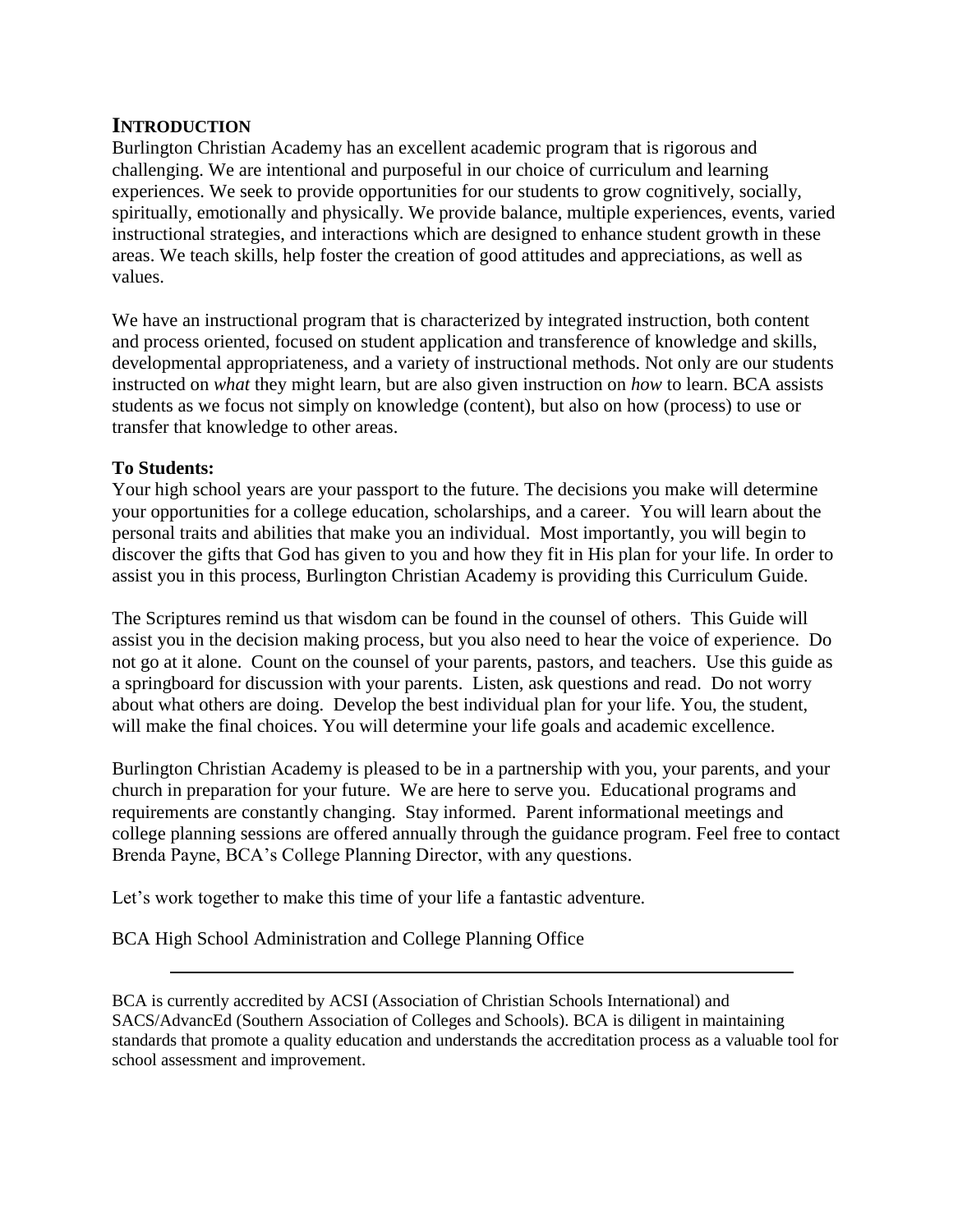## INTRODUCTION

Burlington Christian Academy has an excellent academic program that is rigorous and challenging. We are intentional and purposeful in our choice of curriculum and learning experiences. We seek to provide opportunities for our students to grow cognitively, socially, spiritually, emotionally and physically. We provide balance, multiple experiences, events, varied instructional strategies, and interactions which are designed to enhance student growth in these areas. We teach skills, help foster the creation of good attitudes and appreciations, as well as values.

We have an instructional program that is characterized by integrated instruction, both content and process oriented, focused on student application and transference of knowledge and skills, developmental appropriateness, and a variety of instructional methods. Not only are our students instructed on *what* they might learn, but are also given instruction on *how* to learn. BCA assists students as we focus not simply on knowledge (content), but also on how (process) to use or transfer that knowledge to other areas.

**To Students:**

Your high school years are your passport to the future. The decisions you make will determine your opportunities for a college education, scholarships, and a career. You will learn about the personal traits and abilities that make you an individual. Most importantly, you will begin to discover the gifts that God has given to you and how they fit in His plan for your life. In order to assist you in this process, Burlington Christian Academy is providing this Curriculum Guide.

The Scriptures remind us that wisdom can be found in the counsel of others. This Guide will assist you in the decision making process, but you also need to hear the voice of experience. Do not go at it alone. Count on the counsel of your parents, pastors, and teachers. Use this guide as a springboard for discussion with your parents. Listen, ask questions and read. Do not worry about what others are doing. Develop the best individual plan for your life. You, the student, will make the final choices. You will determine your life goals and academic excellence.

Burlington Christian Academy is pleased to be in a partnership with you, your parents, and your church in preparation for your future. We are here to serve you. Educational programs and requirements are constantly changing. Stay informed. Parent informational meetings and college planning sessions are offered annually through the guidance program. Feel free to contact Brenda Payne, BCA's College Planning Director, with any questions.

Let's work together to make this time of your life a fantastic adventure.

BCA High School Administration and College Planning Office

---

BCA is currently accredited by ACSI (Association of Christian Schools International) and SACS/AdvancEd (Southern Association of Colleges and Schools). BCA is diligent in maintaining standards that promote a quality education and understands the accreditation process as a valuable tool for school assessment and improvement.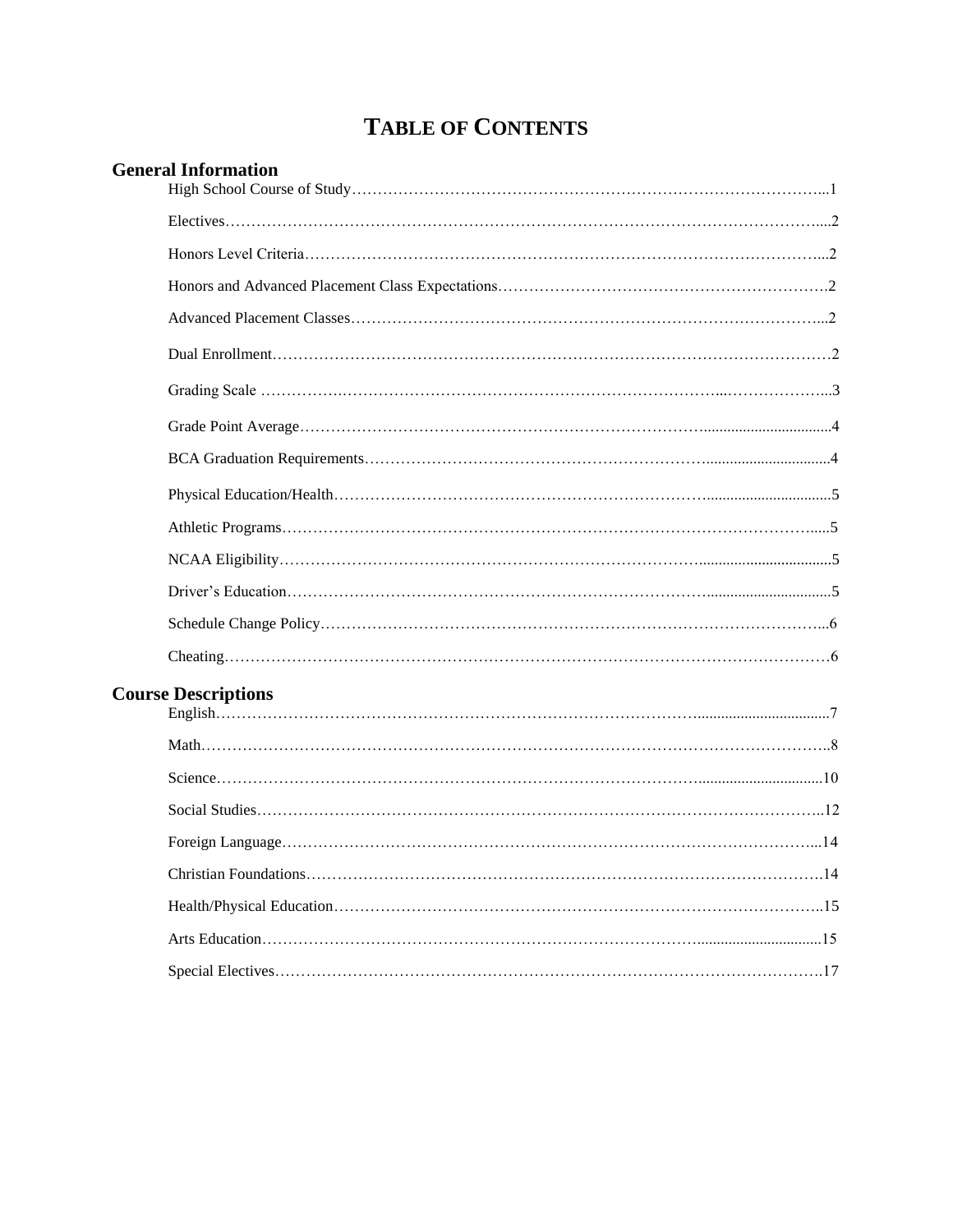# TABLE OF CONTENTS

## General Information

| Section | Page |
|---|---|
| High School Course of Study | 1 |
| Electives | 2 |
| Honors Level Criteria | 2 |
| Honors and Advanced Placement Class Expectations | 2 |
| Advanced Placement Classes | 2 |
| Dual Enrollment | 2 |
| Grading Scale | 3 |
| Grade Point Average | 4 |
| BCA Graduation Requirements | 4 |
| Physical Education/Health | 5 |
| Athletic Programs | 5 |
| NCAA Eligibility | 5 |
| Driver's Education | 5 |
| Schedule Change Policy | 6 |
| Cheating | 6 |

## Course Descriptions

| Section | Page |
|---|---|
| English | 7 |
| Math | 8 |
| Science | 10 |
| Social Studies | 12 |
| Foreign Language | 14 |
| Christian Foundations | 14 |
| Health/Physical Education | 15 |
| Arts Education | 15 |
| Special Electives | 17 |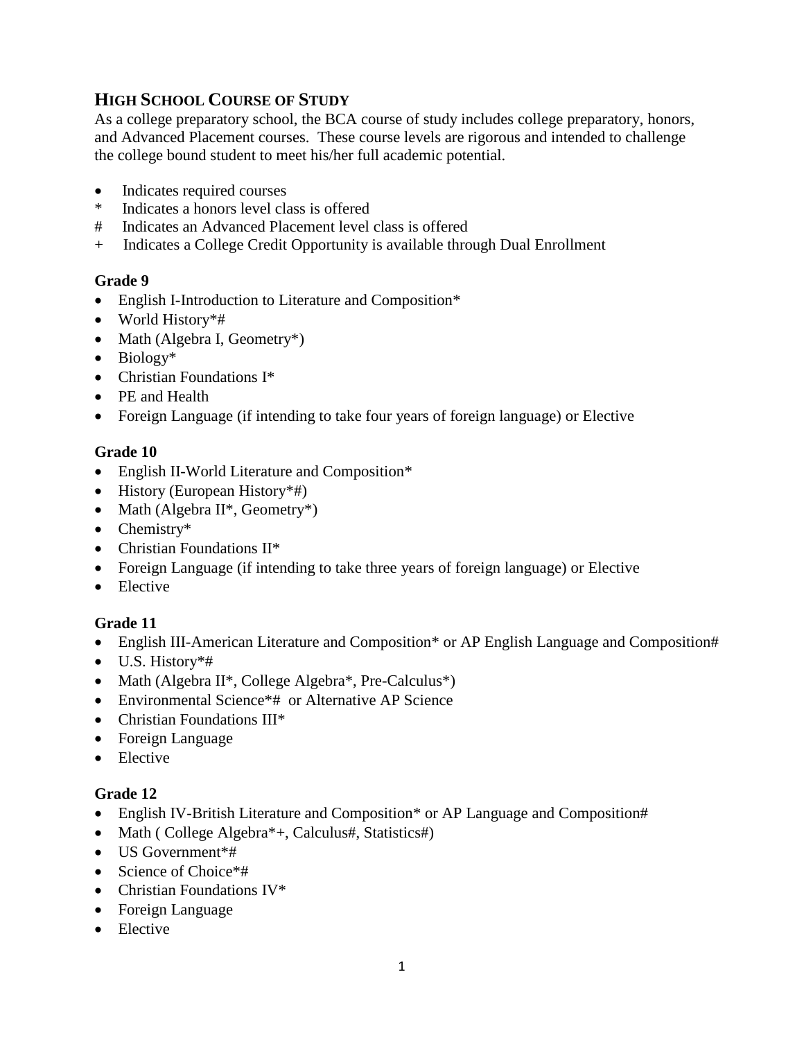## HIGH SCHOOL COURSE OF STUDY

As a college preparatory school, the BCA course of study includes college preparatory, honors, and Advanced Placement courses. These course levels are rigorous and intended to challenge the college bound student to meet his/her full academic potential.

- Indicates required courses
- \* Indicates a honors level class is offered
- \# Indicates an Advanced Placement level class is offered
- \+ Indicates a College Credit Opportunity is available through Dual Enrollment

### Grade 9

- English I-Introduction to Literature and Composition*
- World History*#
- Math (Algebra I, Geometry*)
- Biology*
- Christian Foundations I*
- PE and Health
- Foreign Language (if intending to take four years of foreign language) or Elective

### Grade 10

- English II-World Literature and Composition*
- History (European History*#)
- Math (Algebra II*, Geometry*)
- Chemistry*
- Christian Foundations II*
- Foreign Language (if intending to take three years of foreign language) or Elective
- Elective

### Grade 11

- English III-American Literature and Composition* or AP English Language and Composition#
- U.S. History*#
- Math (Algebra II*, College Algebra*, Pre-Calculus*)
- Environmental Science*# or Alternative AP Science
- Christian Foundations III*
- Foreign Language
- Elective

### Grade 12

- English IV-British Literature and Composition* or AP Language and Composition#
- Math ( College Algebra*+, Calculus#, Statistics#)
- US Government*#
- Science of Choice*#
- Christian Foundations IV*
- Foreign Language
- Elective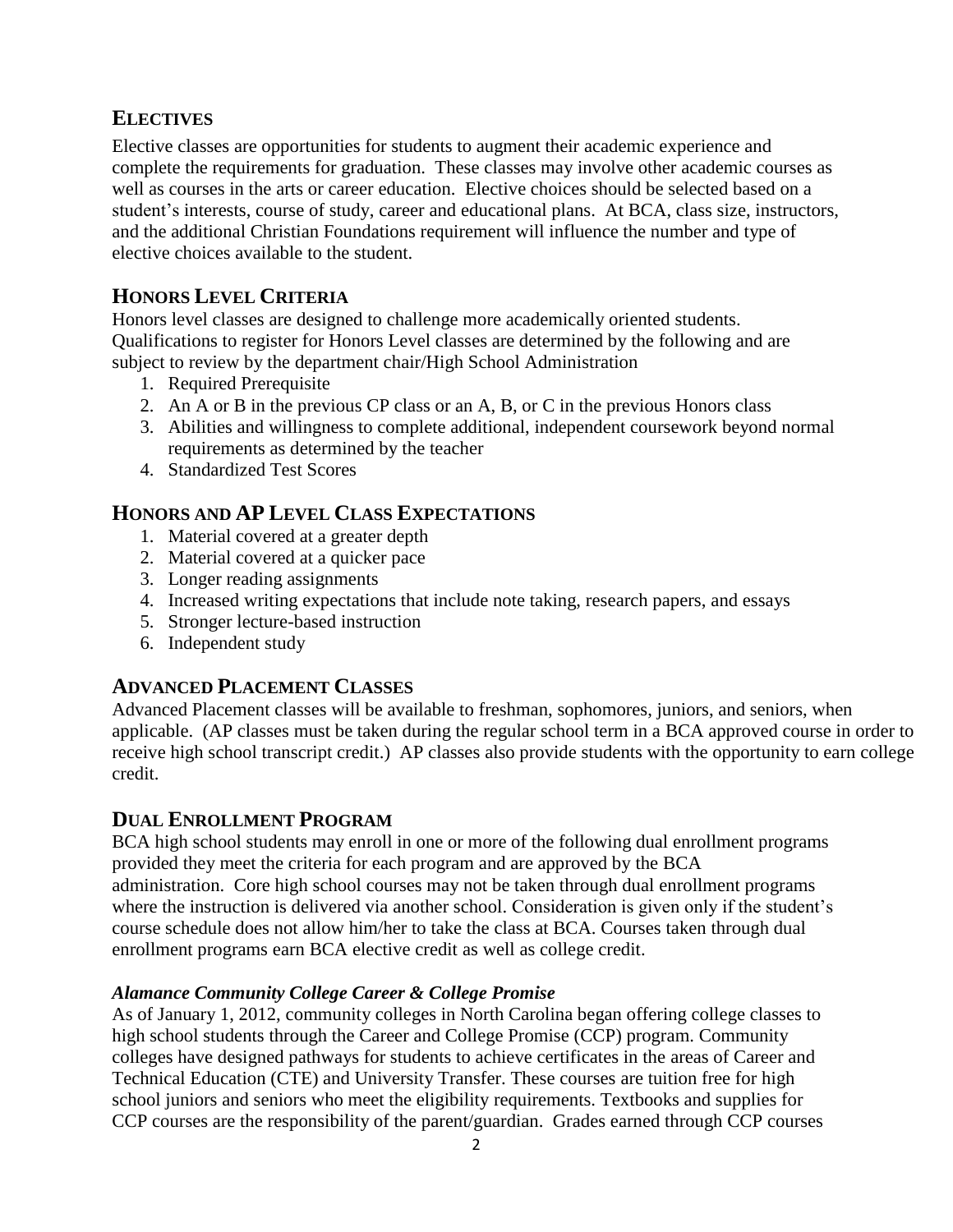## ELECTIVES

Elective classes are opportunities for students to augment their academic experience and complete the requirements for graduation. These classes may involve other academic courses as well as courses in the arts or career education. Elective choices should be selected based on a student's interests, course of study, career and educational plans. At BCA, class size, instructors, and the additional Christian Foundations requirement will influence the number and type of elective choices available to the student.

## HONORS LEVEL CRITERIA

Honors level classes are designed to challenge more academically oriented students. Qualifications to register for Honors Level classes are determined by the following and are subject to review by the department chair/High School Administration

1. Required Prerequisite
2. An A or B in the previous CP class or an A, B, or C in the previous Honors class
3. Abilities and willingness to complete additional, independent coursework beyond normal requirements as determined by the teacher
4. Standardized Test Scores

## HONORS AND AP LEVEL CLASS EXPECTATIONS

1. Material covered at a greater depth
2. Material covered at a quicker pace
3. Longer reading assignments
4. Increased writing expectations that include note taking, research papers, and essays
5. Stronger lecture-based instruction
6. Independent study

## ADVANCED PLACEMENT CLASSES

Advanced Placement classes will be available to freshman, sophomores, juniors, and seniors, when applicable. (AP classes must be taken during the regular school term in a BCA approved course in order to receive high school transcript credit.) AP classes also provide students with the opportunity to earn college credit.

## DUAL ENROLLMENT PROGRAM

BCA high school students may enroll in one or more of the following dual enrollment programs provided they meet the criteria for each program and are approved by the BCA administration. Core high school courses may not be taken through dual enrollment programs where the instruction is delivered via another school. Consideration is given only if the student's course schedule does not allow him/her to take the class at BCA. Courses taken through dual enrollment programs earn BCA elective credit as well as college credit.

### *Alamance Community College Career & College Promise*

As of January 1, 2012, community colleges in North Carolina began offering college classes to high school students through the Career and College Promise (CCP) program. Community colleges have designed pathways for students to achieve certificates in the areas of Career and Technical Education (CTE) and University Transfer. These courses are tuition free for high school juniors and seniors who meet the eligibility requirements. Textbooks and supplies for CCP courses are the responsibility of the parent/guardian. Grades earned through CCP courses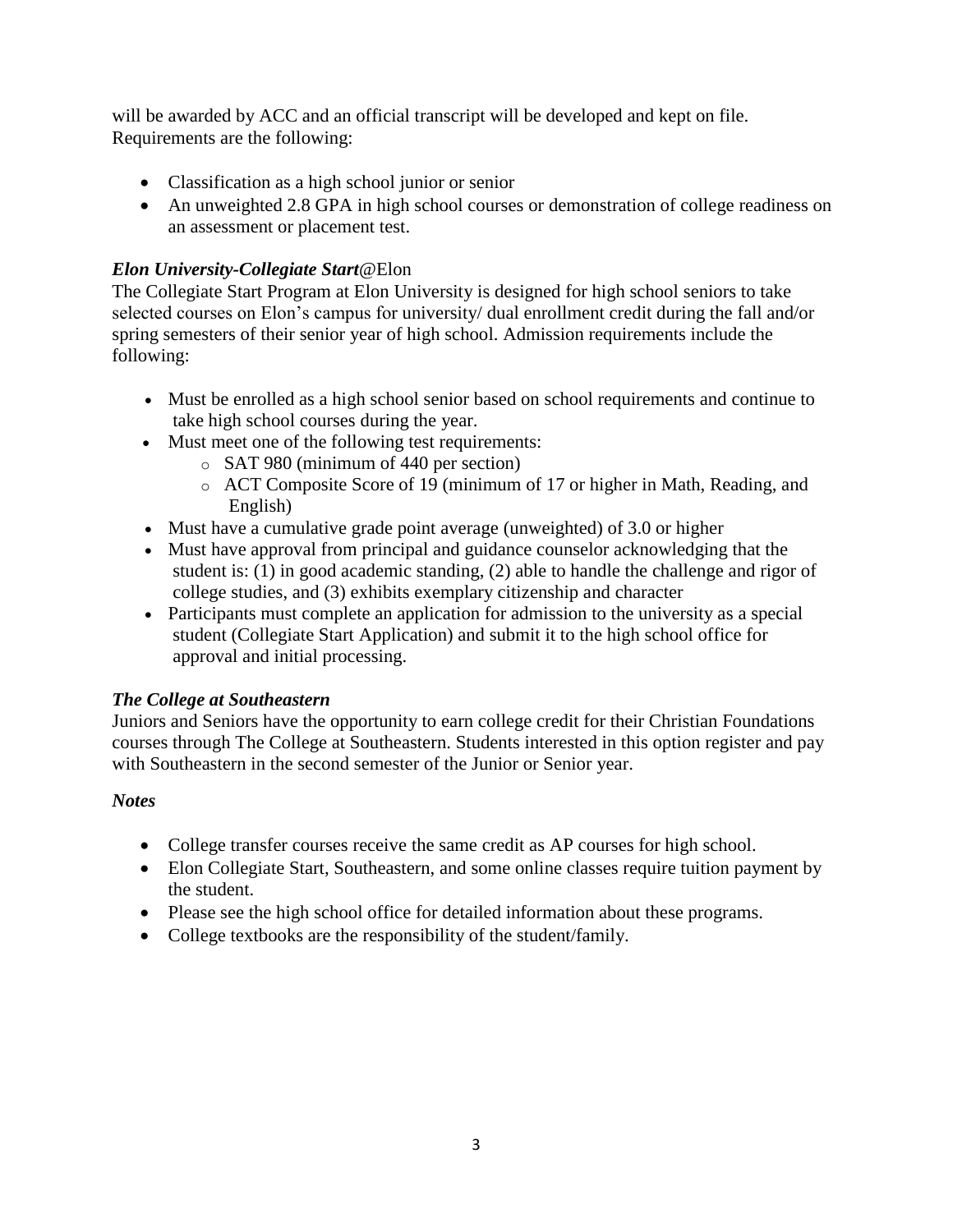will be awarded by ACC and an official transcript will be developed and kept on file. Requirements are the following:

- Classification as a high school junior or senior
- An unweighted 2.8 GPA in high school courses or demonstration of college readiness on an assessment or placement test.

### *Elon University-Collegiate Start*@Elon

The Collegiate Start Program at Elon University is designed for high school seniors to take selected courses on Elon's campus for university/ dual enrollment credit during the fall and/or spring semesters of their senior year of high school. Admission requirements include the following:

- Must be enrolled as a high school senior based on school requirements and continue to take high school courses during the year.
- Must meet one of the following test requirements:
  - SAT 980 (minimum of 440 per section)
  - ACT Composite Score of 19 (minimum of 17 or higher in Math, Reading, and English)
- Must have a cumulative grade point average (unweighted) of 3.0 or higher
- Must have approval from principal and guidance counselor acknowledging that the student is: (1) in good academic standing, (2) able to handle the challenge and rigor of college studies, and (3) exhibits exemplary citizenship and character
- Participants must complete an application for admission to the university as a special student (Collegiate Start Application) and submit it to the high school office for approval and initial processing.

### *The College at Southeastern*

Juniors and Seniors have the opportunity to earn college credit for their Christian Foundations courses through The College at Southeastern. Students interested in this option register and pay with Southeastern in the second semester of the Junior or Senior year.

### *Notes*

- College transfer courses receive the same credit as AP courses for high school.
- Elon Collegiate Start, Southeastern, and some online classes require tuition payment by the student.
- Please see the high school office for detailed information about these programs.
- College textbooks are the responsibility of the student/family.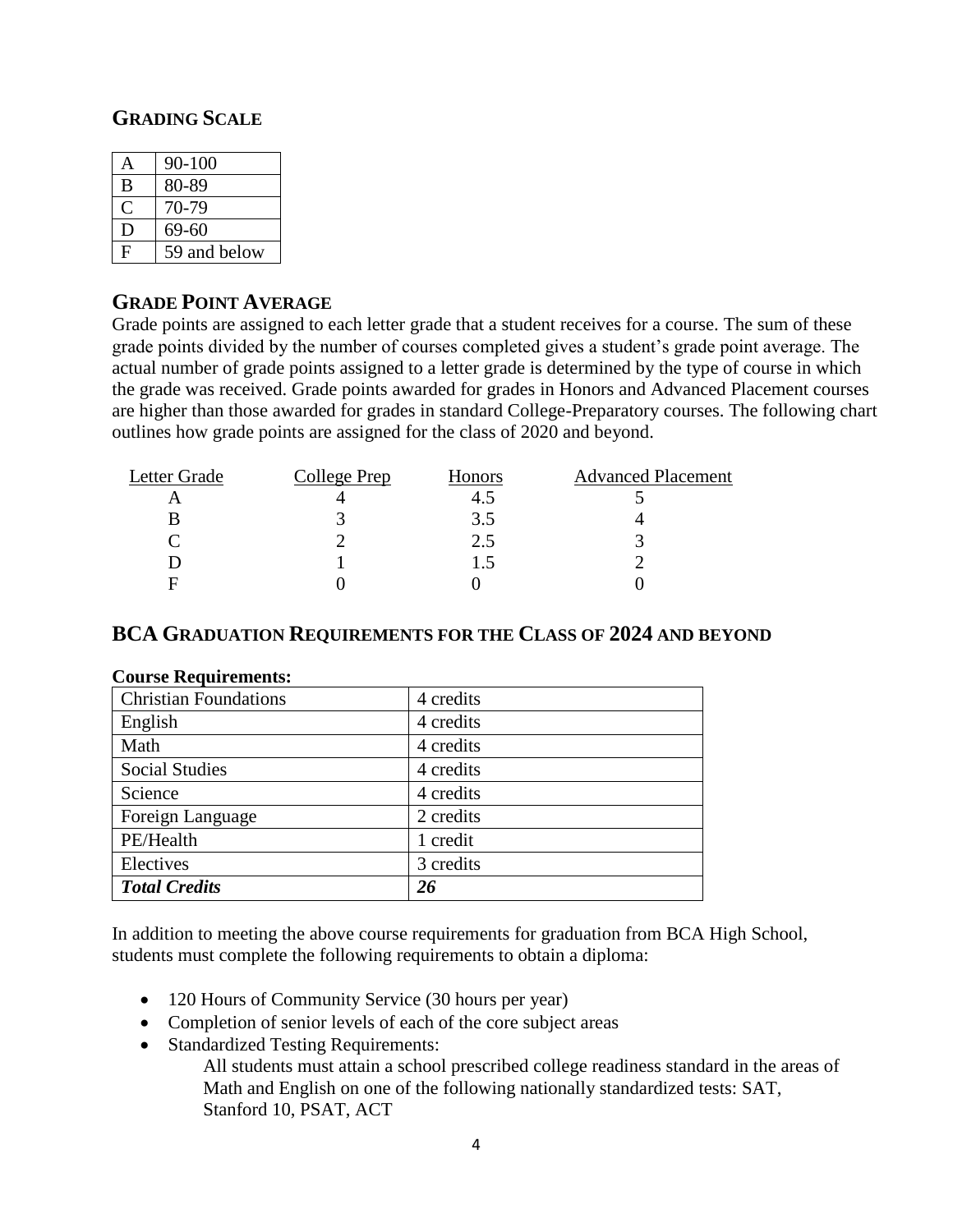## GRADING SCALE

| A | 90-100 |
|---|---|
| B | 80-89 |
| C | 70-79 |
| D | 69-60 |
| F | 59 and below |

## GRADE POINT AVERAGE

Grade points are assigned to each letter grade that a student receives for a course. The sum of these grade points divided by the number of courses completed gives a student's grade point average. The actual number of grade points assigned to a letter grade is determined by the type of course in which the grade was received. Grade points awarded for grades in Honors and Advanced Placement courses are higher than those awarded for grades in standard College-Preparatory courses. The following chart outlines how grade points are assigned for the class of 2020 and beyond.

| Letter Grade | College Prep | Honors | Advanced Placement |
|---|---|---|---|
| A | 4 | 4.5 | 5 |
| B | 3 | 3.5 | 4 |
| C | 2 | 2.5 | 3 |
| D | 1 | 1.5 | 2 |
| F | 0 | 0 | 0 |

## BCA GRADUATION REQUIREMENTS FOR THE CLASS OF 2024 AND BEYOND

**Course Requirements:**

| Christian Foundations | 4 credits |
|---|---|
| English | 4 credits |
| Math | 4 credits |
| Social Studies | 4 credits |
| Science | 4 credits |
| Foreign Language | 2 credits |
| PE/Health | 1 credit |
| Electives | 3 credits |
| ***Total Credits*** | ***26*** |

In addition to meeting the above course requirements for graduation from BCA High School, students must complete the following requirements to obtain a diploma:

- 120 Hours of Community Service (30 hours per year)
- Completion of senior levels of each of the core subject areas
- Standardized Testing Requirements:

  All students must attain a school prescribed college readiness standard in the areas of Math and English on one of the following nationally standardized tests: SAT, Stanford 10, PSAT, ACT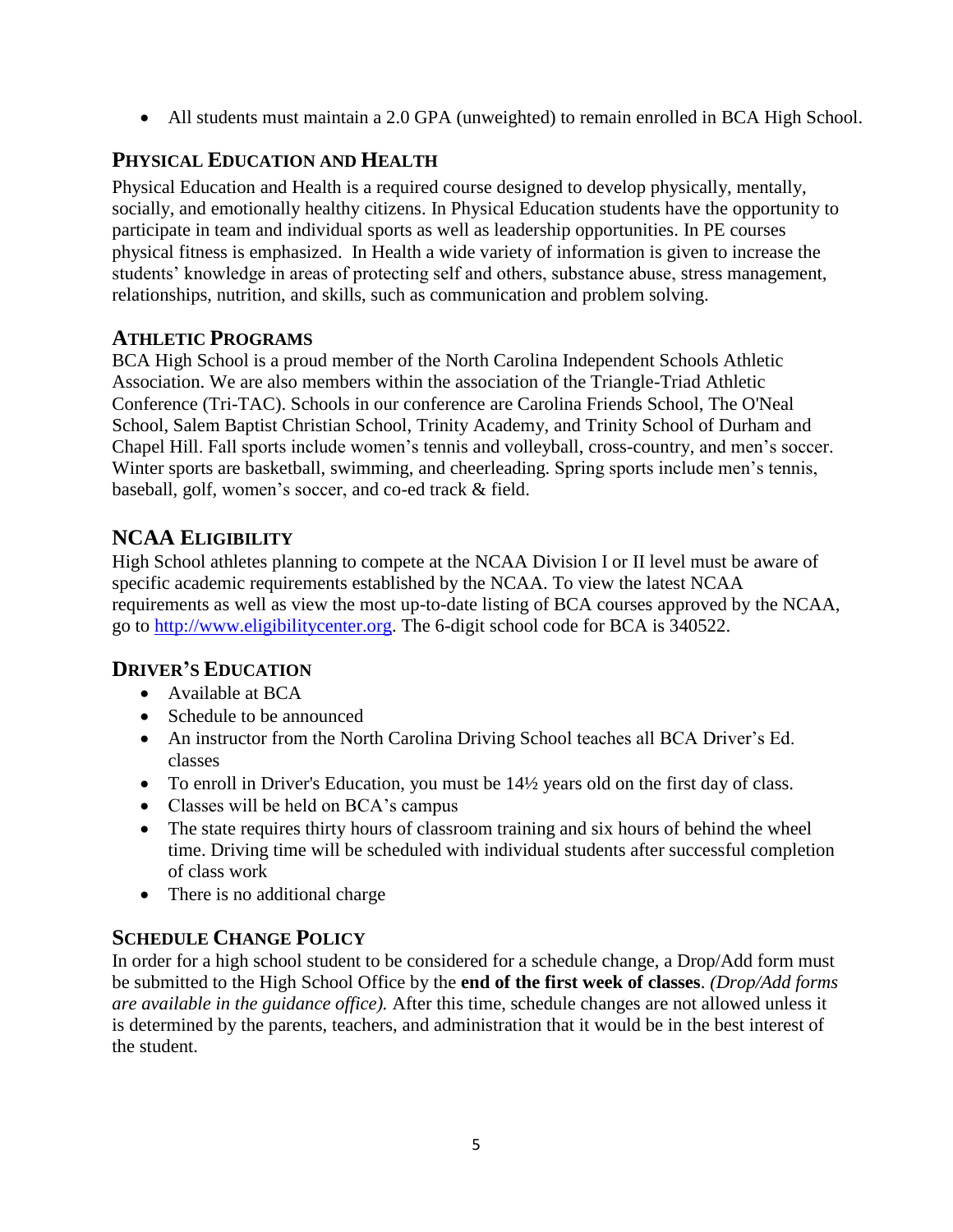- All students must maintain a 2.0 GPA (unweighted) to remain enrolled in BCA High School.

## Physical Education and Health

Physical Education and Health is a required course designed to develop physically, mentally, socially, and emotionally healthy citizens. In Physical Education students have the opportunity to participate in team and individual sports as well as leadership opportunities. In PE courses physical fitness is emphasized. In Health a wide variety of information is given to increase the students' knowledge in areas of protecting self and others, substance abuse, stress management, relationships, nutrition, and skills, such as communication and problem solving.

## Athletic Programs

BCA High School is a proud member of the North Carolina Independent Schools Athletic Association. We are also members within the association of the Triangle-Triad Athletic Conference (Tri-TAC). Schools in our conference are Carolina Friends School, The O'Neal School, Salem Baptist Christian School, Trinity Academy, and Trinity School of Durham and Chapel Hill. Fall sports include women's tennis and volleyball, cross-country, and men's soccer. Winter sports are basketball, swimming, and cheerleading. Spring sports include men's tennis, baseball, golf, women's soccer, and co-ed track & field.

## NCAA Eligibility

High School athletes planning to compete at the NCAA Division I or II level must be aware of specific academic requirements established by the NCAA. To view the latest NCAA requirements as well as view the most up-to-date listing of BCA courses approved by the NCAA, go to http://www.eligibilitycenter.org. The 6-digit school code for BCA is 340522.

## Driver's Education

- Available at BCA
- Schedule to be announced
- An instructor from the North Carolina Driving School teaches all BCA Driver's Ed. classes
- To enroll in Driver's Education, you must be 14½ years old on the first day of class.
- Classes will be held on BCA's campus
- The state requires thirty hours of classroom training and six hours of behind the wheel time. Driving time will be scheduled with individual students after successful completion of class work
- There is no additional charge

## Schedule Change Policy

In order for a high school student to be considered for a schedule change, a Drop/Add form must be submitted to the High School Office by the **end of the first week of classes**. *(Drop/Add forms are available in the guidance office).* After this time, schedule changes are not allowed unless it is determined by the parents, teachers, and administration that it would be in the best interest of the student.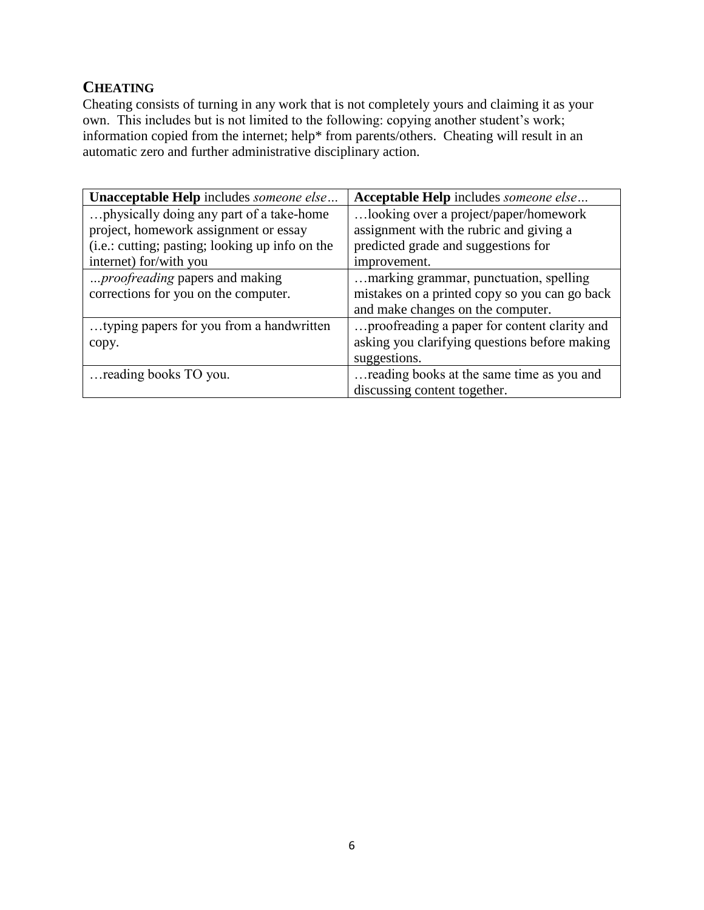## CHEATING

Cheating consists of turning in any work that is not completely yours and claiming it as your own. This includes but is not limited to the following: copying another student's work; information copied from the internet; help* from parents/others. Cheating will result in an automatic zero and further administrative disciplinary action.

| **Unacceptable Help** includes *someone else…* | **Acceptable Help** includes *someone else…* |
| --- | --- |
| …physically doing any part of a take-home project, homework assignment or essay (i.e.: cutting; pasting; looking up info on the internet) for/with you | …looking over a project/paper/homework assignment with the rubric and giving a predicted grade and suggestions for improvement. |
| *…proofreading* papers and making corrections for you on the computer. | …marking grammar, punctuation, spelling mistakes on a printed copy so you can go back and make changes on the computer. |
| …typing papers for you from a handwritten copy. | …proofreading a paper for content clarity and asking you clarifying questions before making suggestions. |
| …reading books TO you. | …reading books at the same time as you and discussing content together. |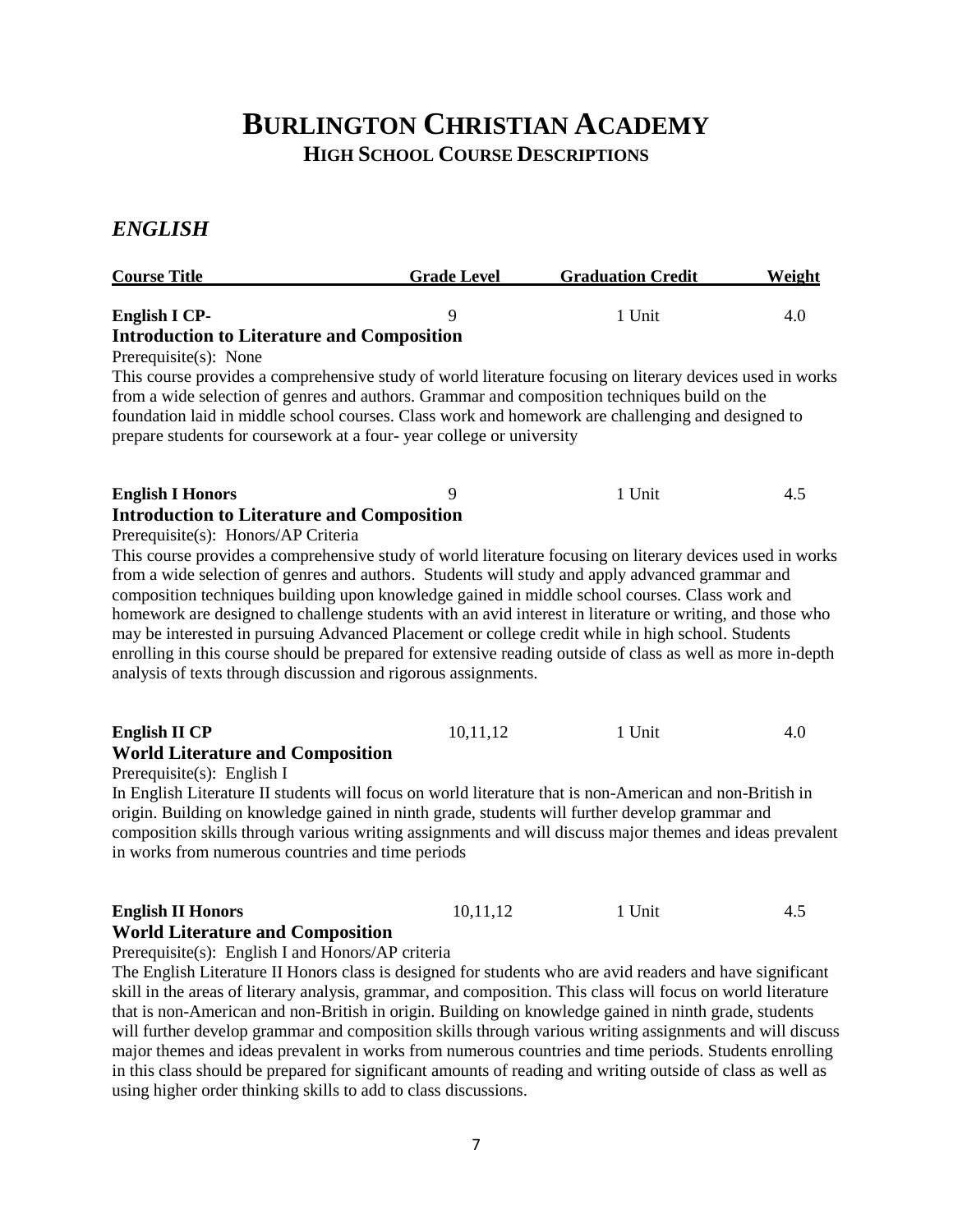# BURLINGTON CHRISTIAN ACADEMY

## HIGH SCHOOL COURSE DESCRIPTIONS

### *ENGLISH*

| Course Title | Grade Level | Graduation Credit | Weight |
|---|---|---|---|
| **English I CP-** **Introduction to Literature and Composition** | 9 | 1 Unit | 4.0 |

Prerequisite(s): None

This course provides a comprehensive study of world literature focusing on literary devices used in works from a wide selection of genres and authors. Grammar and composition techniques build on the foundation laid in middle school courses. Class work and homework are challenging and designed to prepare students for coursework at a four- year college or university

| Course Title | Grade Level | Graduation Credit | Weight |
|---|---|---|---|
| **English I Honors** **Introduction to Literature and Composition** | 9 | 1 Unit | 4.5 |

Prerequisite(s): Honors/AP Criteria

This course provides a comprehensive study of world literature focusing on literary devices used in works from a wide selection of genres and authors. Students will study and apply advanced grammar and composition techniques building upon knowledge gained in middle school courses. Class work and homework are designed to challenge students with an avid interest in literature or writing, and those who may be interested in pursuing Advanced Placement or college credit while in high school. Students enrolling in this course should be prepared for extensive reading outside of class as well as more in-depth analysis of texts through discussion and rigorous assignments.

| Course Title | Grade Level | Graduation Credit | Weight |
|---|---|---|---|
| **English II CP** **World Literature and Composition** | 10,11,12 | 1 Unit | 4.0 |

Prerequisite(s): English I

In English Literature II students will focus on world literature that is non-American and non-British in origin. Building on knowledge gained in ninth grade, students will further develop grammar and composition skills through various writing assignments and will discuss major themes and ideas prevalent in works from numerous countries and time periods

| Course Title | Grade Level | Graduation Credit | Weight |
|---|---|---|---|
| **English II Honors** **World Literature and Composition** | 10,11,12 | 1 Unit | 4.5 |

Prerequisite(s): English I and Honors/AP criteria

The English Literature II Honors class is designed for students who are avid readers and have significant skill in the areas of literary analysis, grammar, and composition. This class will focus on world literature that is non-American and non-British in origin. Building on knowledge gained in ninth grade, students will further develop grammar and composition skills through various writing assignments and will discuss major themes and ideas prevalent in works from numerous countries and time periods. Students enrolling in this class should be prepared for significant amounts of reading and writing outside of class as well as using higher order thinking skills to add to class discussions.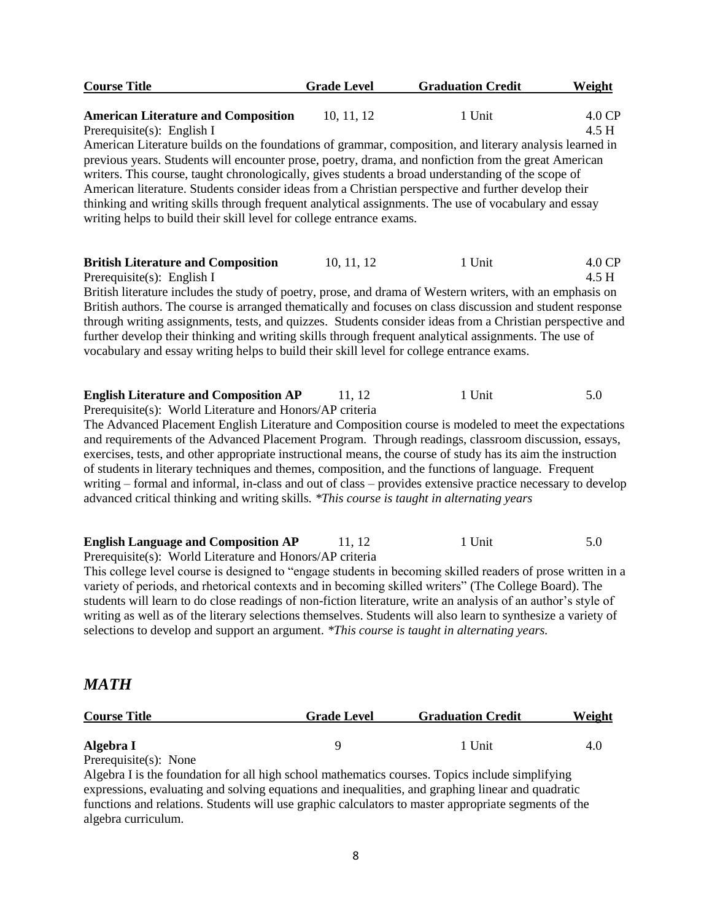| Course Title | Grade Level | Graduation Credit | Weight |
|---|---|---|---|
| **American Literature and Composition** | 10, 11, 12 | 1 Unit | 4.0 CP<br>4.5 H |

Prerequisite(s): English I

American Literature builds on the foundations of grammar, composition, and literary analysis learned in previous years. Students will encounter prose, poetry, drama, and nonfiction from the great American writers. This course, taught chronologically, gives students a broad understanding of the scope of American literature. Students consider ideas from a Christian perspective and further develop their thinking and writing skills through frequent analytical assignments. The use of vocabulary and essay writing helps to build their skill level for college entrance exams.

| Course Title | Grade Level | Graduation Credit | Weight |
|---|---|---|---|
| **British Literature and Composition** | 10, 11, 12 | 1 Unit | 4.0 CP<br>4.5 H |

Prerequisite(s): English I

British literature includes the study of poetry, prose, and drama of Western writers, with an emphasis on British authors. The course is arranged thematically and focuses on class discussion and student response through writing assignments, tests, and quizzes. Students consider ideas from a Christian perspective and further develop their thinking and writing skills through frequent analytical assignments. The use of vocabulary and essay writing helps to build their skill level for college entrance exams.

| Course Title | Grade Level | Graduation Credit | Weight |
|---|---|---|---|
| **English Literature and Composition AP** | 11, 12 | 1 Unit | 5.0 |

Prerequisite(s): World Literature and Honors/AP criteria

The Advanced Placement English Literature and Composition course is modeled to meet the expectations and requirements of the Advanced Placement Program. Through readings, classroom discussion, essays, exercises, tests, and other appropriate instructional means, the course of study has its aim the instruction of students in literary techniques and themes, composition, and the functions of language. Frequent writing – formal and informal, in-class and out of class – provides extensive practice necessary to develop advanced critical thinking and writing skills. *\*This course is taught in alternating years*

| Course Title | Grade Level | Graduation Credit | Weight |
|---|---|---|---|
| **English Language and Composition AP** | 11, 12 | 1 Unit | 5.0 |

Prerequisite(s): World Literature and Honors/AP criteria

This college level course is designed to "engage students in becoming skilled readers of prose written in a variety of periods, and rhetorical contexts and in becoming skilled writers" (The College Board). The students will learn to do close readings of non-fiction literature, write an analysis of an author's style of writing as well as of the literary selections themselves. Students will also learn to synthesize a variety of selections to develop and support an argument. *\*This course is taught in alternating years.*

## *MATH*

| Course Title | Grade Level | Graduation Credit | Weight |
|---|---|---|---|
| **Algebra I** | 9 | 1 Unit | 4.0 |

Prerequisite(s): None

Algebra I is the foundation for all high school mathematics courses. Topics include simplifying expressions, evaluating and solving equations and inequalities, and graphing linear and quadratic functions and relations. Students will use graphic calculators to master appropriate segments of the algebra curriculum.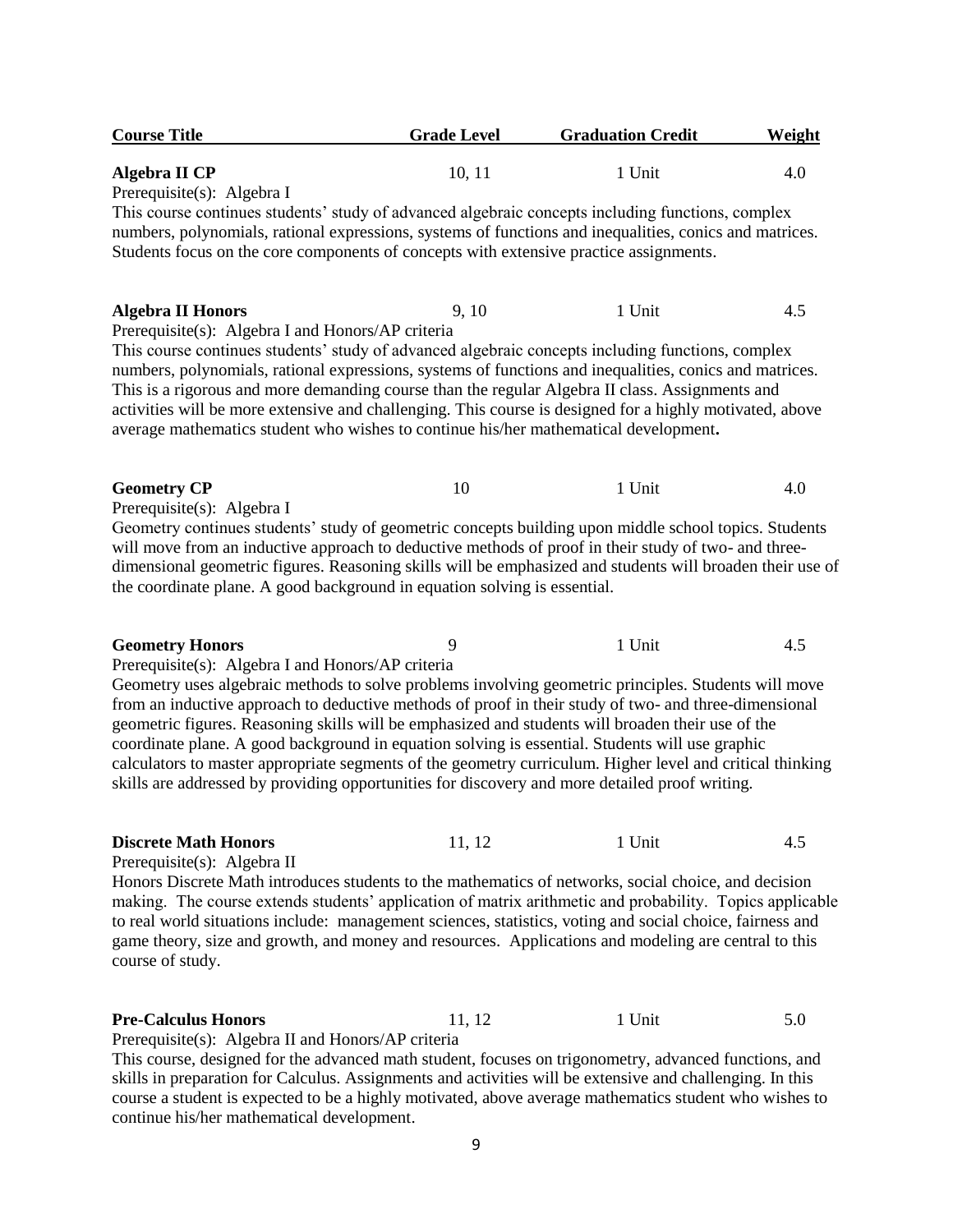| Course Title | Grade Level | Graduation Credit | Weight |
|---|---|---|---|

**Algebra II CP** | 10, 11 | 1 Unit | 4.0

Prerequisite(s): Algebra I

This course continues students' study of advanced algebraic concepts including functions, complex numbers, polynomials, rational expressions, systems of functions and inequalities, conics and matrices. Students focus on the core components of concepts with extensive practice assignments.

**Algebra II Honors** | 9, 10 | 1 Unit | 4.5

Prerequisite(s): Algebra I and Honors/AP criteria

This course continues students' study of advanced algebraic concepts including functions, complex numbers, polynomials, rational expressions, systems of functions and inequalities, conics and matrices. This is a rigorous and more demanding course than the regular Algebra II class. Assignments and activities will be more extensive and challenging. This course is designed for a highly motivated, above average mathematics student who wishes to continue his/her mathematical development**.**

**Geometry CP** | 10 | 1 Unit | 4.0

Prerequisite(s): Algebra I

Geometry continues students' study of geometric concepts building upon middle school topics. Students will move from an inductive approach to deductive methods of proof in their study of two- and three-dimensional geometric figures. Reasoning skills will be emphasized and students will broaden their use of the coordinate plane. A good background in equation solving is essential.

**Geometry Honors** | 9 | 1 Unit | 4.5

Prerequisite(s): Algebra I and Honors/AP criteria

Geometry uses algebraic methods to solve problems involving geometric principles. Students will move from an inductive approach to deductive methods of proof in their study of two- and three-dimensional geometric figures. Reasoning skills will be emphasized and students will broaden their use of the coordinate plane. A good background in equation solving is essential. Students will use graphic calculators to master appropriate segments of the geometry curriculum. Higher level and critical thinking skills are addressed by providing opportunities for discovery and more detailed proof writing.

**Discrete Math Honors** | 11, 12 | 1 Unit | 4.5

Prerequisite(s): Algebra II

Honors Discrete Math introduces students to the mathematics of networks, social choice, and decision making. The course extends students' application of matrix arithmetic and probability. Topics applicable to real world situations include: management sciences, statistics, voting and social choice, fairness and game theory, size and growth, and money and resources. Applications and modeling are central to this course of study.

**Pre-Calculus Honors** | 11, 12 | 1 Unit | 5.0

Prerequisite(s): Algebra II and Honors/AP criteria

This course, designed for the advanced math student, focuses on trigonometry, advanced functions, and skills in preparation for Calculus. Assignments and activities will be extensive and challenging. In this course a student is expected to be a highly motivated, above average mathematics student who wishes to continue his/her mathematical development.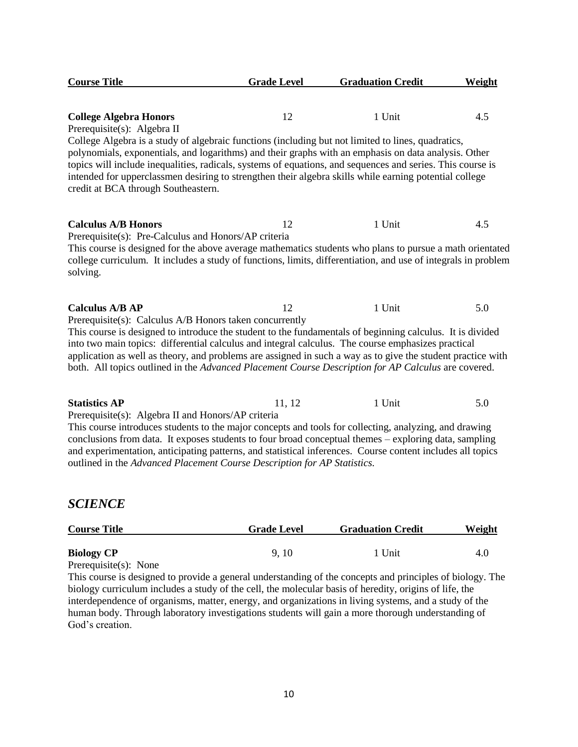| Course Title | Grade Level | Graduation Credit | Weight |
|---|---|---|---|

**College Algebra Honors** | 12 | 1 Unit | 4.5

Prerequisite(s): Algebra II

College Algebra is a study of algebraic functions (including but not limited to lines, quadratics, polynomials, exponentials, and logarithms) and their graphs with an emphasis on data analysis. Other topics will include inequalities, radicals, systems of equations, and sequences and series. This course is intended for upperclassmen desiring to strengthen their algebra skills while earning potential college credit at BCA through Southeastern.

**Calculus A/B Honors** | 12 | 1 Unit | 4.5

Prerequisite(s): Pre-Calculus and Honors/AP criteria

This course is designed for the above average mathematics students who plans to pursue a math orientated college curriculum. It includes a study of functions, limits, differentiation, and use of integrals in problem solving.

**Calculus A/B AP** | 12 | 1 Unit | 5.0

Prerequisite(s): Calculus A/B Honors taken concurrently

This course is designed to introduce the student to the fundamentals of beginning calculus. It is divided into two main topics: differential calculus and integral calculus. The course emphasizes practical application as well as theory, and problems are assigned in such a way as to give the student practice with both. All topics outlined in the *Advanced Placement Course Description for AP Calculus* are covered.

**Statistics AP** | 11, 12 | 1 Unit | 5.0

Prerequisite(s): Algebra II and Honors/AP criteria

This course introduces students to the major concepts and tools for collecting, analyzing, and drawing conclusions from data. It exposes students to four broad conceptual themes – exploring data, sampling and experimentation, anticipating patterns, and statistical inferences. Course content includes all topics outlined in the *Advanced Placement Course Description for AP Statistics.*

## *SCIENCE*

| Course Title | Grade Level | Graduation Credit | Weight |
|---|---|---|---|

**Biology CP** | 9, 10 | 1 Unit | 4.0

Prerequisite(s): None

This course is designed to provide a general understanding of the concepts and principles of biology. The biology curriculum includes a study of the cell, the molecular basis of heredity, origins of life, the interdependence of organisms, matter, energy, and organizations in living systems, and a study of the human body. Through laboratory investigations students will gain a more thorough understanding of God's creation.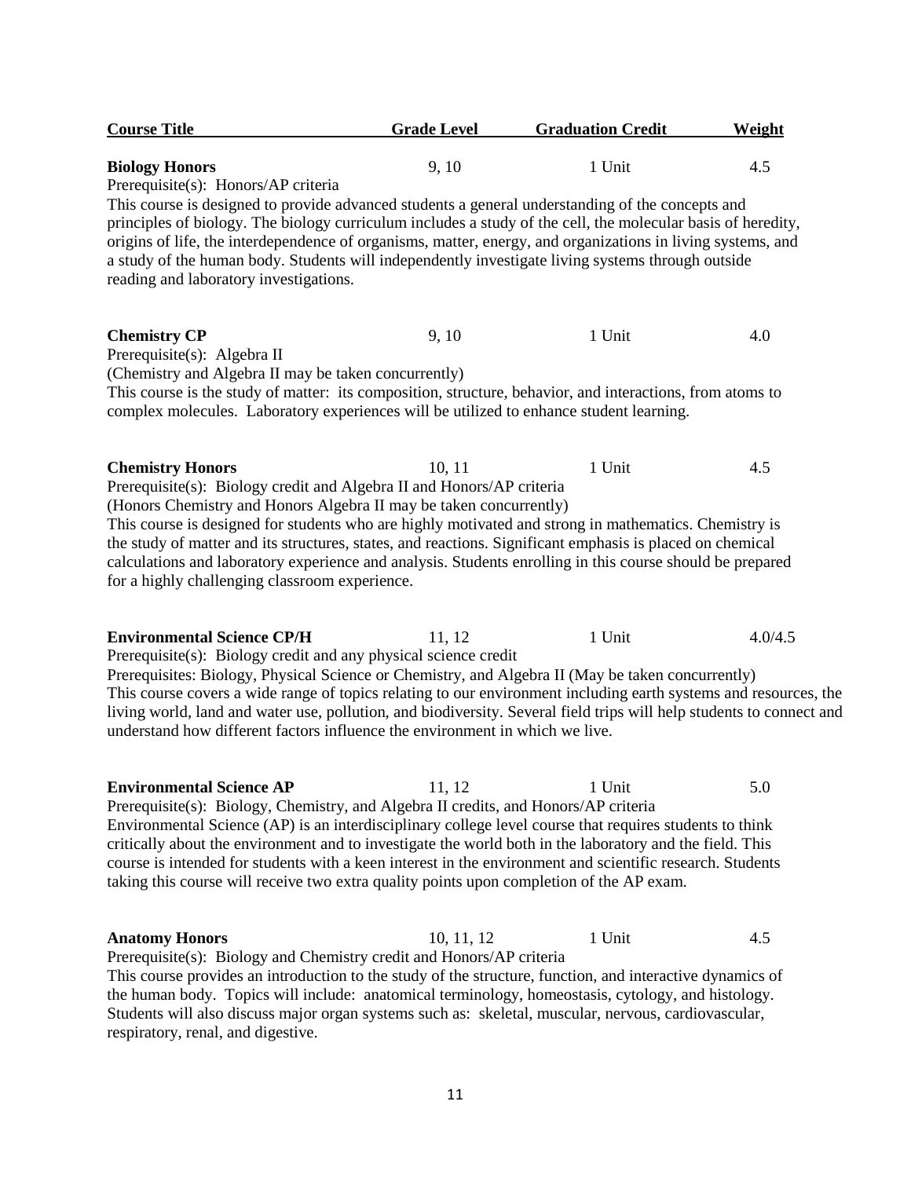| Course Title | Grade Level | Graduation Credit | Weight |
|---|---|---|---|
| **Biology Honors** | 9, 10 | 1 Unit | 4.5 |

Prerequisite(s): Honors/AP criteria

This course is designed to provide advanced students a general understanding of the concepts and principles of biology. The biology curriculum includes a study of the cell, the molecular basis of heredity, origins of life, the interdependence of organisms, matter, energy, and organizations in living systems, and a study of the human body. Students will independently investigate living systems through outside reading and laboratory investigations.

| | | | |
|---|---|---|---|
| **Chemistry CP** | 9, 10 | 1 Unit | 4.0 |

Prerequisite(s): Algebra II

(Chemistry and Algebra II may be taken concurrently)

This course is the study of matter: its composition, structure, behavior, and interactions, from atoms to complex molecules. Laboratory experiences will be utilized to enhance student learning.

| | | | |
|---|---|---|---|
| **Chemistry Honors** | 10, 11 | 1 Unit | 4.5 |

Prerequisite(s): Biology credit and Algebra II and Honors/AP criteria

(Honors Chemistry and Honors Algebra II may be taken concurrently)

This course is designed for students who are highly motivated and strong in mathematics. Chemistry is the study of matter and its structures, states, and reactions. Significant emphasis is placed on chemical calculations and laboratory experience and analysis. Students enrolling in this course should be prepared for a highly challenging classroom experience.

| | | | |
|---|---|---|---|
| **Environmental Science CP/H** | 11, 12 | 1 Unit | 4.0/4.5 |

Prerequisite(s): Biology credit and any physical science credit

Prerequisites: Biology, Physical Science or Chemistry, and Algebra II (May be taken concurrently)

This course covers a wide range of topics relating to our environment including earth systems and resources, the living world, land and water use, pollution, and biodiversity. Several field trips will help students to connect and understand how different factors influence the environment in which we live.

| | | | |
|---|---|---|---|
| **Environmental Science AP** | 11, 12 | 1 Unit | 5.0 |

Prerequisite(s): Biology, Chemistry, and Algebra II credits, and Honors/AP criteria

Environmental Science (AP) is an interdisciplinary college level course that requires students to think critically about the environment and to investigate the world both in the laboratory and the field. This course is intended for students with a keen interest in the environment and scientific research. Students taking this course will receive two extra quality points upon completion of the AP exam.

| | | | |
|---|---|---|---|
| **Anatomy Honors** | 10, 11, 12 | 1 Unit | 4.5 |

Prerequisite(s): Biology and Chemistry credit and Honors/AP criteria

This course provides an introduction to the study of the structure, function, and interactive dynamics of the human body. Topics will include: anatomical terminology, homeostasis, cytology, and histology. Students will also discuss major organ systems such as: skeletal, muscular, nervous, cardiovascular, respiratory, renal, and digestive.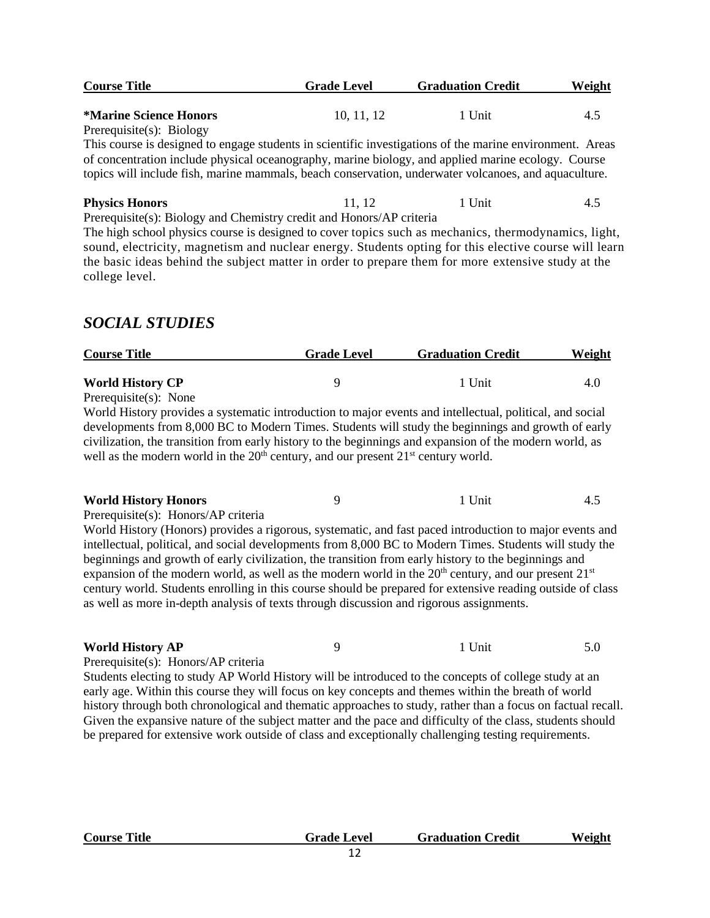| Course Title | Grade Level | Graduation Credit | Weight |
|---|---|---|---|
| **\*Marine Science Honors** | 10, 11, 12 | 1 Unit | 4.5 |

Prerequisite(s): Biology

This course is designed to engage students in scientific investigations of the marine environment. Areas of concentration include physical oceanography, marine biology, and applied marine ecology. Course topics will include fish, marine mammals, beach conservation, underwater volcanoes, and aquaculture.

| Course Title | Grade Level | Graduation Credit | Weight |
|---|---|---|---|
| **Physics Honors** | 11, 12 | 1 Unit | 4.5 |

Prerequisite(s): Biology and Chemistry credit and Honors/AP criteria

The high school physics course is designed to cover topics such as mechanics, thermodynamics, light, sound, electricity, magnetism and nuclear energy. Students opting for this elective course will learn the basic ideas behind the subject matter in order to prepare them for more extensive study at the college level.

## *SOCIAL STUDIES*

| Course Title | Grade Level | Graduation Credit | Weight |
|---|---|---|---|
| **World History CP** | 9 | 1 Unit | 4.0 |

Prerequisite(s): None

World History provides a systematic introduction to major events and intellectual, political, and social developments from 8,000 BC to Modern Times. Students will study the beginnings and growth of early civilization, the transition from early history to the beginnings and expansion of the modern world, as well as the modern world in the 20th century, and our present 21st century world.

| Course Title | Grade Level | Graduation Credit | Weight |
|---|---|---|---|
| **World History Honors** | 9 | 1 Unit | 4.5 |

Prerequisite(s): Honors/AP criteria

World History (Honors) provides a rigorous, systematic, and fast paced introduction to major events and intellectual, political, and social developments from 8,000 BC to Modern Times. Students will study the beginnings and growth of early civilization, the transition from early history to the beginnings and expansion of the modern world, as well as the modern world in the 20th century, and our present 21st century world. Students enrolling in this course should be prepared for extensive reading outside of class as well as more in-depth analysis of texts through discussion and rigorous assignments.

| Course Title | Grade Level | Graduation Credit | Weight |
|---|---|---|---|
| **World History AP** | 9 | 1 Unit | 5.0 |

Prerequisite(s): Honors/AP criteria

Students electing to study AP World History will be introduced to the concepts of college study at an early age. Within this course they will focus on key concepts and themes within the breath of world history through both chronological and thematic approaches to study, rather than a focus on factual recall. Given the expansive nature of the subject matter and the pace and difficulty of the class, students should be prepared for extensive work outside of class and exceptionally challenging testing requirements.

| Course Title | Grade Level | Graduation Credit | Weight |
|---|---|---|---|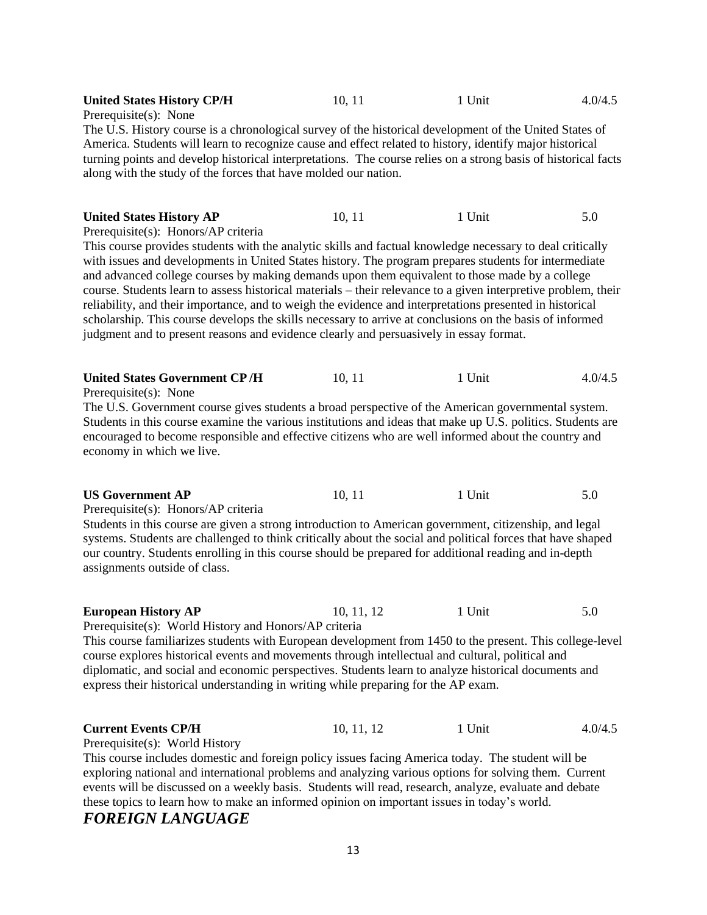**United States History CP/H** | 10, 11 | 1 Unit | 4.0/4.5

Prerequisite(s): None

The U.S. History course is a chronological survey of the historical development of the United States of America. Students will learn to recognize cause and effect related to history, identify major historical turning points and develop historical interpretations. The course relies on a strong basis of historical facts along with the study of the forces that have molded our nation.

**United States History AP** | 10, 11 | 1 Unit | 5.0

Prerequisite(s): Honors/AP criteria

This course provides students with the analytic skills and factual knowledge necessary to deal critically with issues and developments in United States history. The program prepares students for intermediate and advanced college courses by making demands upon them equivalent to those made by a college course. Students learn to assess historical materials – their relevance to a given interpretive problem, their reliability, and their importance, and to weigh the evidence and interpretations presented in historical scholarship. This course develops the skills necessary to arrive at conclusions on the basis of informed judgment and to present reasons and evidence clearly and persuasively in essay format.

**United States Government CP /H** | 10, 11 | 1 Unit | 4.0/4.5

Prerequisite(s): None

The U.S. Government course gives students a broad perspective of the American governmental system. Students in this course examine the various institutions and ideas that make up U.S. politics. Students are encouraged to become responsible and effective citizens who are well informed about the country and economy in which we live.

**US Government AP** | 10, 11 | 1 Unit | 5.0

Prerequisite(s): Honors/AP criteria

Students in this course are given a strong introduction to American government, citizenship, and legal systems. Students are challenged to think critically about the social and political forces that have shaped our country. Students enrolling in this course should be prepared for additional reading and in-depth assignments outside of class.

**European History AP** | 10, 11, 12 | 1 Unit | 5.0

Prerequisite(s): World History and Honors/AP criteria

This course familiarizes students with European development from 1450 to the present. This college-level course explores historical events and movements through intellectual and cultural, political and diplomatic, and social and economic perspectives. Students learn to analyze historical documents and express their historical understanding in writing while preparing for the AP exam.

**Current Events CP/H** | 10, 11, 12 | 1 Unit | 4.0/4.5

Prerequisite(s): World History

This course includes domestic and foreign policy issues facing America today. The student will be exploring national and international problems and analyzing various options for solving them. Current events will be discussed on a weekly basis. Students will read, research, analyze, evaluate and debate these topics to learn how to make an informed opinion on important issues in today's world.

## *FOREIGN LANGUAGE*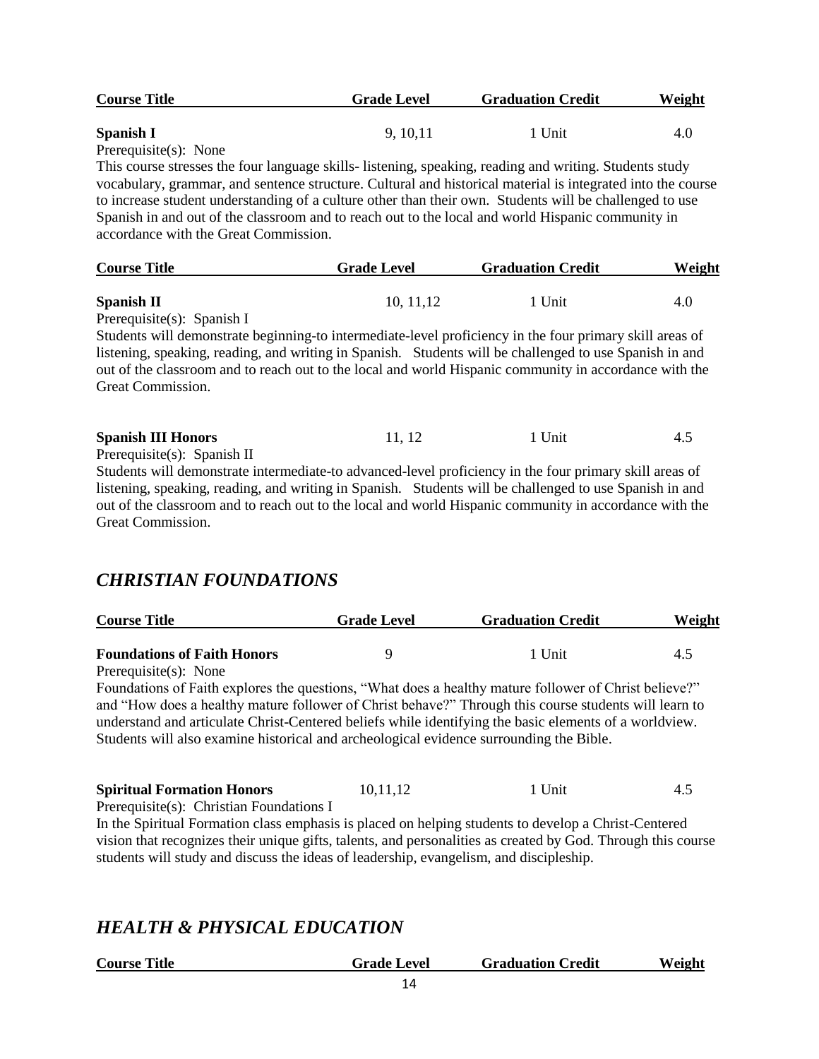| Course Title | Grade Level | Graduation Credit | Weight |
|---|---|---|---|
| **Spanish I** | 9, 10,11 | 1 Unit | 4.0 |

Prerequisite(s): None

This course stresses the four language skills- listening, speaking, reading and writing. Students study vocabulary, grammar, and sentence structure. Cultural and historical material is integrated into the course to increase student understanding of a culture other than their own. Students will be challenged to use Spanish in and out of the classroom and to reach out to the local and world Hispanic community in accordance with the Great Commission.

| Course Title | Grade Level | Graduation Credit | Weight |
|---|---|---|---|
| **Spanish II** | 10, 11,12 | 1 Unit | 4.0 |

Prerequisite(s): Spanish I

Students will demonstrate beginning-to intermediate-level proficiency in the four primary skill areas of listening, speaking, reading, and writing in Spanish. Students will be challenged to use Spanish in and out of the classroom and to reach out to the local and world Hispanic community in accordance with the Great Commission.

| Course Title | Grade Level | Graduation Credit | Weight |
|---|---|---|---|
| **Spanish III Honors** | 11, 12 | 1 Unit | 4.5 |

Prerequisite(s): Spanish II

Students will demonstrate intermediate-to advanced-level proficiency in the four primary skill areas of listening, speaking, reading, and writing in Spanish. Students will be challenged to use Spanish in and out of the classroom and to reach out to the local and world Hispanic community in accordance with the Great Commission.

## *CHRISTIAN FOUNDATIONS*

| Course Title | Grade Level | Graduation Credit | Weight |
|---|---|---|---|
| **Foundations of Faith Honors** | 9 | 1 Unit | 4.5 |

Prerequisite(s): None

Foundations of Faith explores the questions, "What does a healthy mature follower of Christ believe?" and "How does a healthy mature follower of Christ behave?" Through this course students will learn to understand and articulate Christ-Centered beliefs while identifying the basic elements of a worldview. Students will also examine historical and archeological evidence surrounding the Bible.

| Course Title | Grade Level | Graduation Credit | Weight |
|---|---|---|---|
| **Spiritual Formation Honors** | 10,11,12 | 1 Unit | 4.5 |

Prerequisite(s): Christian Foundations I

In the Spiritual Formation class emphasis is placed on helping students to develop a Christ-Centered vision that recognizes their unique gifts, talents, and personalities as created by God. Through this course students will study and discuss the ideas of leadership, evangelism, and discipleship.

## *HEALTH & PHYSICAL EDUCATION*

| Course Title | Grade Level | Graduation Credit | Weight |
|---|---|---|---|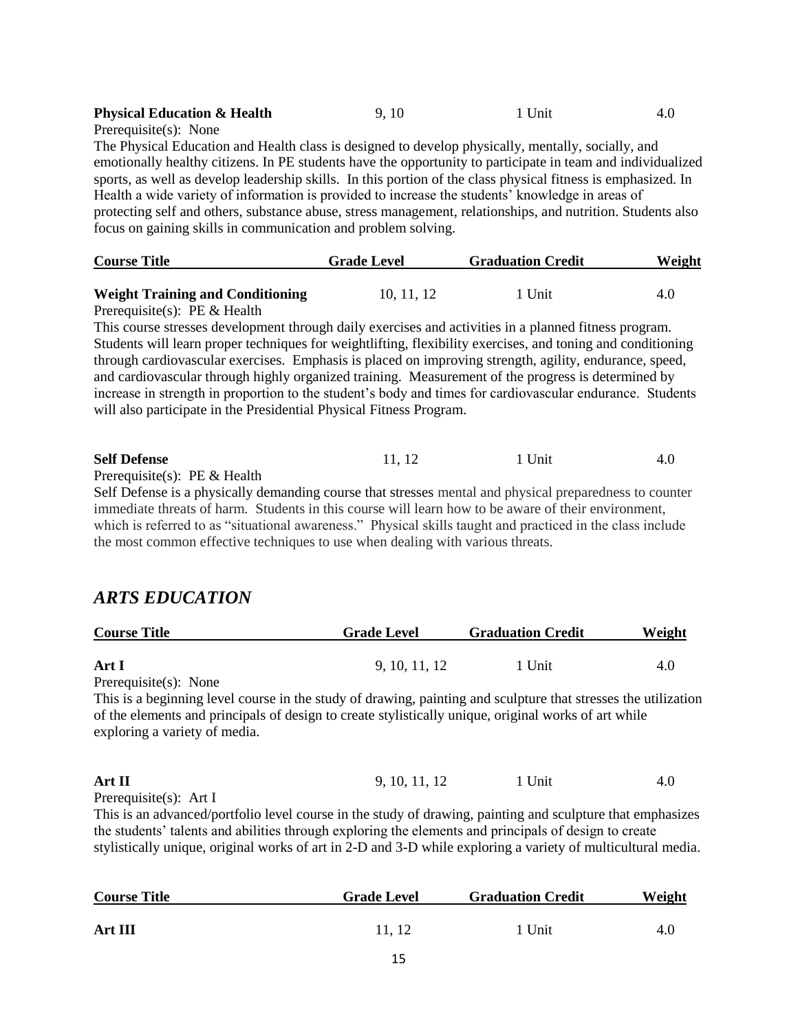**Physical Education & Health** | 9, 10 | 1 Unit | 4.0

Prerequisite(s): None

The Physical Education and Health class is designed to develop physically, mentally, socially, and emotionally healthy citizens. In PE students have the opportunity to participate in team and individualized sports, as well as develop leadership skills. In this portion of the class physical fitness is emphasized. In Health a wide variety of information is provided to increase the students' knowledge in areas of protecting self and others, substance abuse, stress management, relationships, and nutrition. Students also focus on gaining skills in communication and problem solving.

| Course Title | Grade Level | Graduation Credit | Weight |
|---|---|---|---|
| **Weight Training and Conditioning** | 10, 11, 12 | 1 Unit | 4.0 |

Prerequisite(s): PE & Health

This course stresses development through daily exercises and activities in a planned fitness program. Students will learn proper techniques for weightlifting, flexibility exercises, and toning and conditioning through cardiovascular exercises. Emphasis is placed on improving strength, agility, endurance, speed, and cardiovascular through highly organized training. Measurement of the progress is determined by increase in strength in proportion to the student's body and times for cardiovascular endurance. Students will also participate in the Presidential Physical Fitness Program.

**Self Defense** | 11, 12 | 1 Unit | 4.0

Prerequisite(s): PE & Health

Self Defense is a physically demanding course that stresses mental and physical preparedness to counter immediate threats of harm. Students in this course will learn how to be aware of their environment, which is referred to as "situational awareness." Physical skills taught and practiced in the class include the most common effective techniques to use when dealing with various threats.

## *ARTS EDUCATION*

| Course Title | Grade Level | Graduation Credit | Weight |
|---|---|---|---|
| **Art I** | 9, 10, 11, 12 | 1 Unit | 4.0 |

Prerequisite(s): None

This is a beginning level course in the study of drawing, painting and sculpture that stresses the utilization of the elements and principals of design to create stylistically unique, original works of art while exploring a variety of media.

**Art II** | 9, 10, 11, 12 | 1 Unit | 4.0

Prerequisite(s): Art I

This is an advanced/portfolio level course in the study of drawing, painting and sculpture that emphasizes the students' talents and abilities through exploring the elements and principals of design to create stylistically unique, original works of art in 2-D and 3-D while exploring a variety of multicultural media.

| Course Title | Grade Level | Graduation Credit | Weight |
|---|---|---|---|
| **Art III** | 11, 12 | 1 Unit | 4.0 |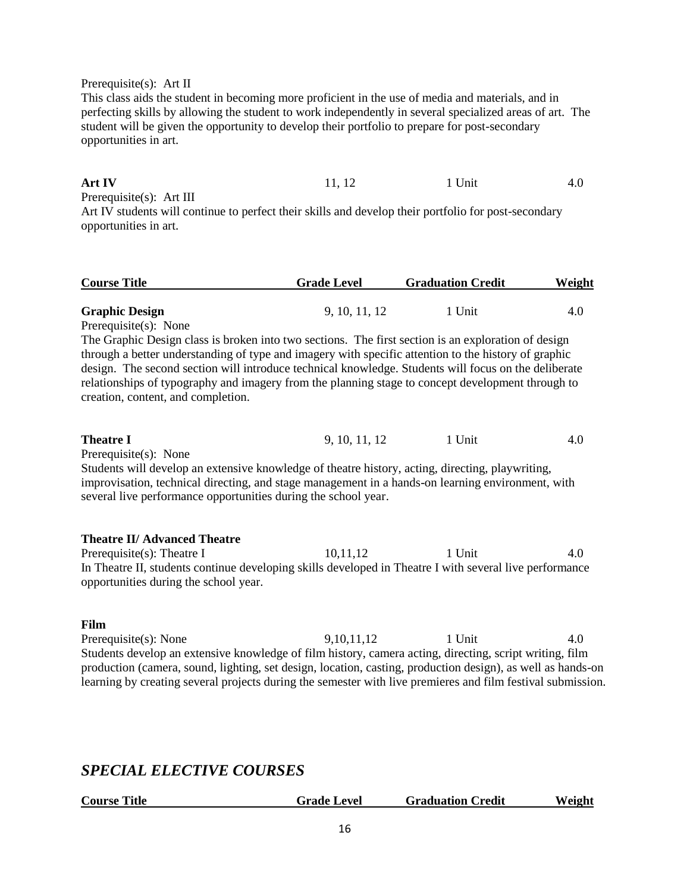Prerequisite(s): Art II
This class aids the student in becoming more proficient in the use of media and materials, and in perfecting skills by allowing the student to work independently in several specialized areas of art. The student will be given the opportunity to develop their portfolio to prepare for post-secondary opportunities in art.

| | | | |
|---|---|---|---|
| **Art IV** | 11, 12 | 1 Unit | 4.0 |

Prerequisite(s): Art III
Art IV students will continue to perfect their skills and develop their portfolio for post-secondary opportunities in art.

| Course Title | Grade Level | Graduation Credit | Weight |
|---|---|---|---|
| **Graphic Design** | 9, 10, 11, 12 | 1 Unit | 4.0 |

Prerequisite(s): None
The Graphic Design class is broken into two sections. The first section is an exploration of design through a better understanding of type and imagery with specific attention to the history of graphic design. The second section will introduce technical knowledge. Students will focus on the deliberate relationships of typography and imagery from the planning stage to concept development through to creation, content, and completion.

| | | | |
|---|---|---|---|
| **Theatre I** | 9, 10, 11, 12 | 1 Unit | 4.0 |

Prerequisite(s): None
Students will develop an extensive knowledge of theatre history, acting, directing, playwriting, improvisation, technical directing, and stage management in a hands-on learning environment, with several live performance opportunities during the school year.

**Theatre II/ Advanced Theatre**

| | | | |
|---|---|---|---|
| Prerequisite(s): Theatre I | 10,11,12 | 1 Unit | 4.0 |

In Theatre II, students continue developing skills developed in Theatre I with several live performance opportunities during the school year.

**Film**

| | | | |
|---|---|---|---|
| Prerequisite(s): None | 9,10,11,12 | 1 Unit | 4.0 |

Students develop an extensive knowledge of film history, camera acting, directing, script writing, film production (camera, sound, lighting, set design, location, casting, production design), as well as hands-on learning by creating several projects during the semester with live premieres and film festival submission.

## *SPECIAL ELECTIVE COURSES*

| Course Title | Grade Level | Graduation Credit | Weight |
|---|---|---|---|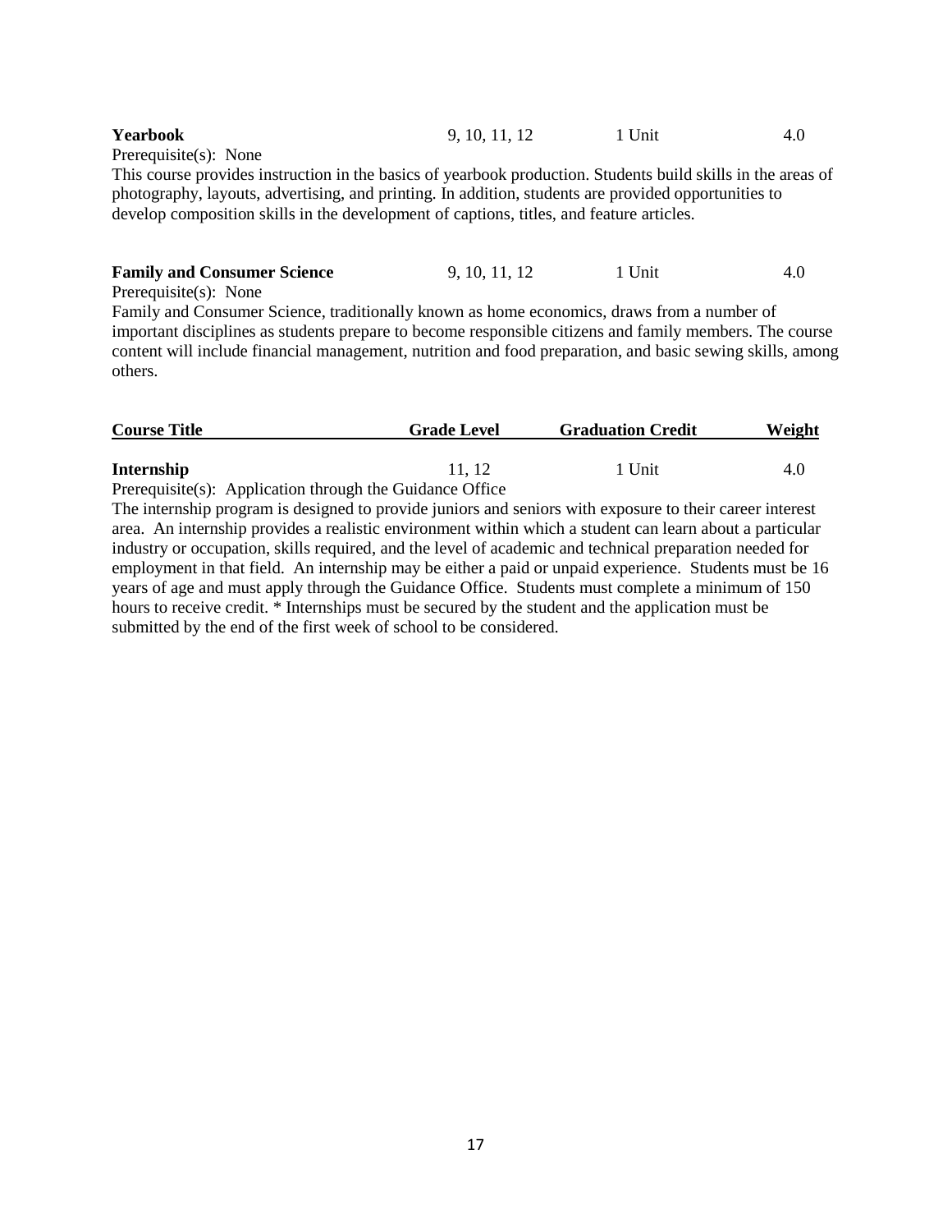| | | | |
|---|---|---|---|
| **Yearbook** | 9, 10, 11, 12 | 1 Unit | 4.0 |

Prerequisite(s): None

This course provides instruction in the basics of yearbook production. Students build skills in the areas of photography, layouts, advertising, and printing. In addition, students are provided opportunities to develop composition skills in the development of captions, titles, and feature articles.

| | | | |
|---|---|---|---|
| **Family and Consumer Science** | 9, 10, 11, 12 | 1 Unit | 4.0 |

Prerequisite(s): None

Family and Consumer Science, traditionally known as home economics, draws from a number of important disciplines as students prepare to become responsible citizens and family members. The course content will include financial management, nutrition and food preparation, and basic sewing skills, among others.

| Course Title | Grade Level | Graduation Credit | Weight |
|---|---|---|---|
| **Internship** | 11, 12 | 1 Unit | 4.0 |

Prerequisite(s): Application through the Guidance Office

The internship program is designed to provide juniors and seniors with exposure to their career interest area. An internship provides a realistic environment within which a student can learn about a particular industry or occupation, skills required, and the level of academic and technical preparation needed for employment in that field. An internship may be either a paid or unpaid experience. Students must be 16 years of age and must apply through the Guidance Office. Students must complete a minimum of 150 hours to receive credit. * Internships must be secured by the student and the application must be submitted by the end of the first week of school to be considered.